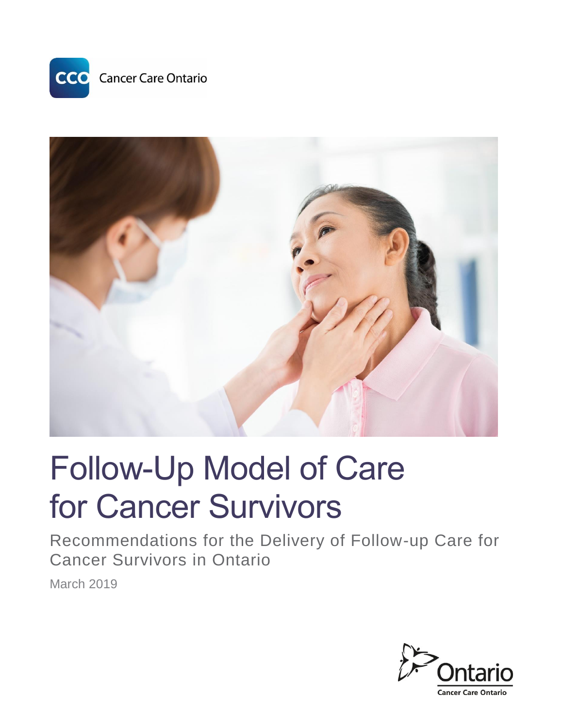Cancer Care Ontario

# Follow-Up Model of Care for Cancer Survivors

## Recommendations for the Delivery of Follow-up Care for Cancer Survivors in Ontario

March 2019

Ontario

Cancer Care Ontario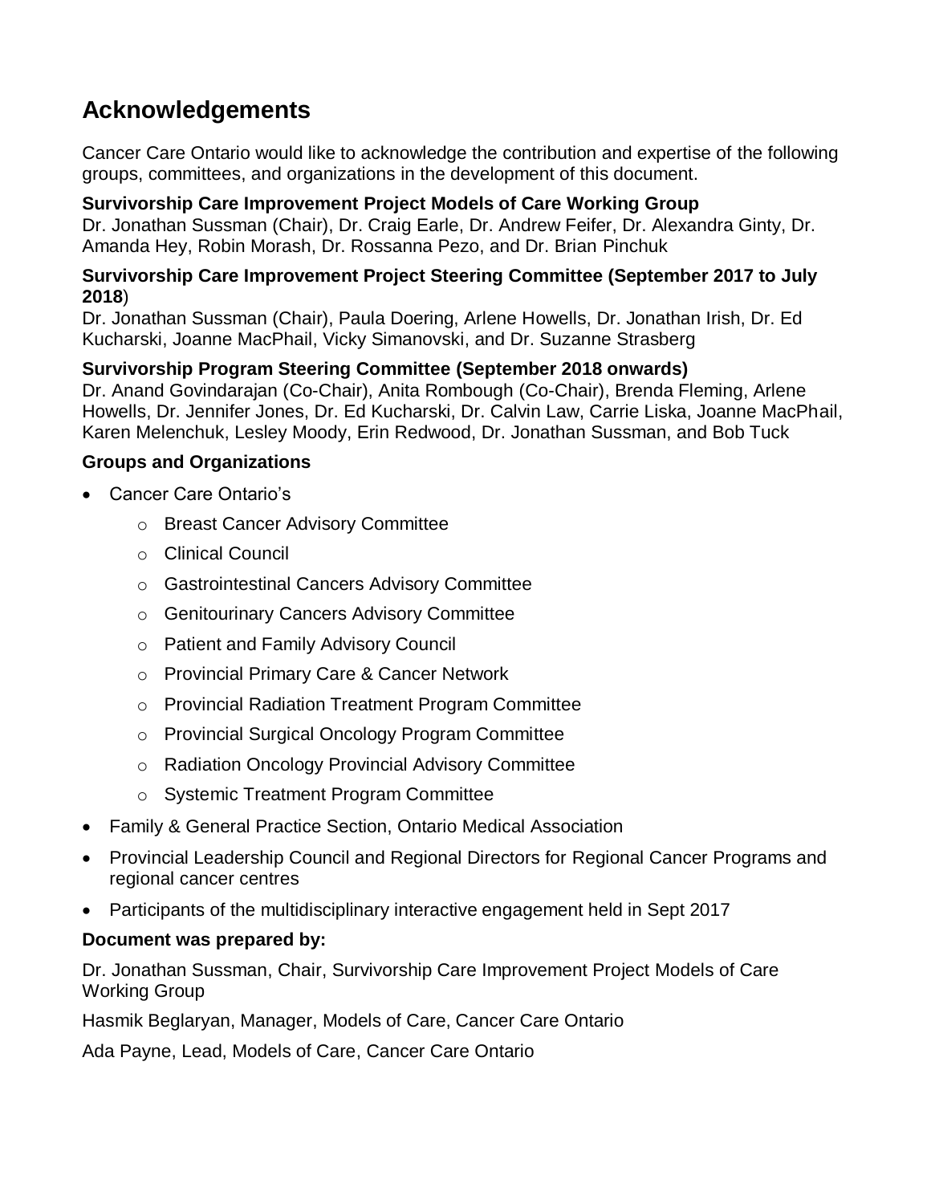## Acknowledgements

Cancer Care Ontario would like to acknowledge the contribution and expertise of the following groups, committees, and organizations in the development of this document.

**Survivorship Care Improvement Project Models of Care Working Group**
Dr. Jonathan Sussman (Chair), Dr. Craig Earle, Dr. Andrew Feifer, Dr. Alexandra Ginty, Dr. Amanda Hey, Robin Morash, Dr. Rossanna Pezo, and Dr. Brian Pinchuk

**Survivorship Care Improvement Project Steering Committee (September 2017 to July 2018)**
Dr. Jonathan Sussman (Chair), Paula Doering, Arlene Howells, Dr. Jonathan Irish, Dr. Ed Kucharski, Joanne MacPhail, Vicky Simanovski, and Dr. Suzanne Strasberg

**Survivorship Program Steering Committee (September 2018 onwards)**
Dr. Anand Govindarajan (Co-Chair), Anita Rombough (Co-Chair), Brenda Fleming, Arlene Howells, Dr. Jennifer Jones, Dr. Ed Kucharski, Dr. Calvin Law, Carrie Liska, Joanne MacPhail, Karen Melenchuk, Lesley Moody, Erin Redwood, Dr. Jonathan Sussman, and Bob Tuck

**Groups and Organizations**

- Cancer Care Ontario's
  - Breast Cancer Advisory Committee
  - Clinical Council
  - Gastrointestinal Cancers Advisory Committee
  - Genitourinary Cancers Advisory Committee
  - Patient and Family Advisory Council
  - Provincial Primary Care & Cancer Network
  - Provincial Radiation Treatment Program Committee
  - Provincial Surgical Oncology Program Committee
  - Radiation Oncology Provincial Advisory Committee
  - Systemic Treatment Program Committee
- Family & General Practice Section, Ontario Medical Association
- Provincial Leadership Council and Regional Directors for Regional Cancer Programs and regional cancer centres
- Participants of the multidisciplinary interactive engagement held in Sept 2017

**Document was prepared by:**

Dr. Jonathan Sussman, Chair, Survivorship Care Improvement Project Models of Care Working Group

Hasmik Beglaryan, Manager, Models of Care, Cancer Care Ontario

Ada Payne, Lead, Models of Care, Cancer Care Ontario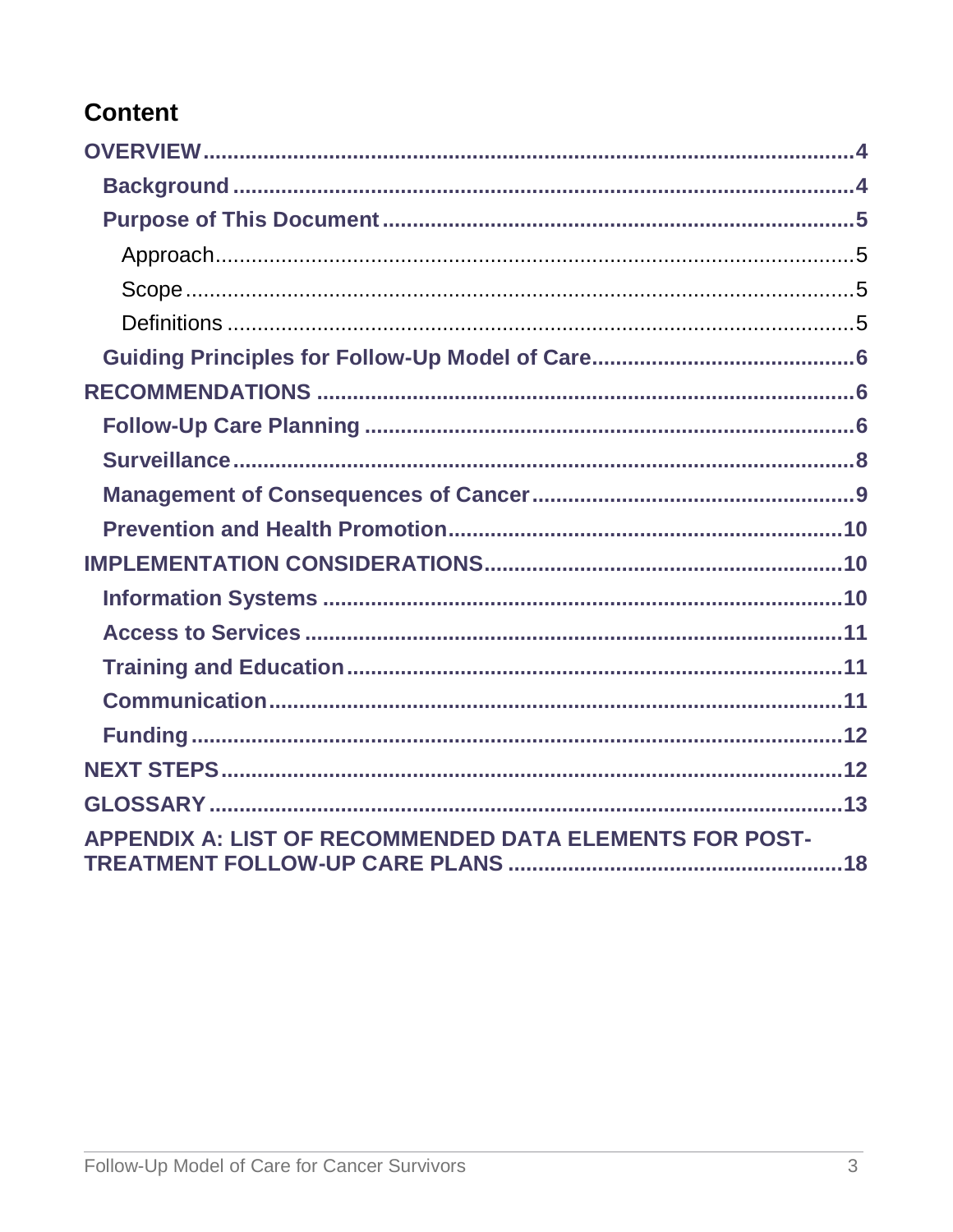## Content

- **OVERVIEW** .................... 4
  - **Background** .................... 4
  - **Purpose of This Document** .................... 5
    - Approach .................... 5
    - Scope .................... 5
    - Definitions .................... 5
  - **Guiding Principles for Follow-Up Model of Care** .................... 6
- **RECOMMENDATIONS** .................... 6
  - **Follow-Up Care Planning** .................... 6
  - **Surveillance** .................... 8
  - **Management of Consequences of Cancer** .................... 9
  - **Prevention and Health Promotion** .................... 10
- **IMPLEMENTATION CONSIDERATIONS** .................... 10
  - **Information Systems** .................... 10
  - **Access to Services** .................... 11
  - **Training and Education** .................... 11
  - **Communication** .................... 11
  - **Funding** .................... 12
- **NEXT STEPS** .................... 12
- **GLOSSARY** .................... 13
- **APPENDIX A: LIST OF RECOMMENDED DATA ELEMENTS FOR POST-TREATMENT FOLLOW-UP CARE PLANS** .................... 18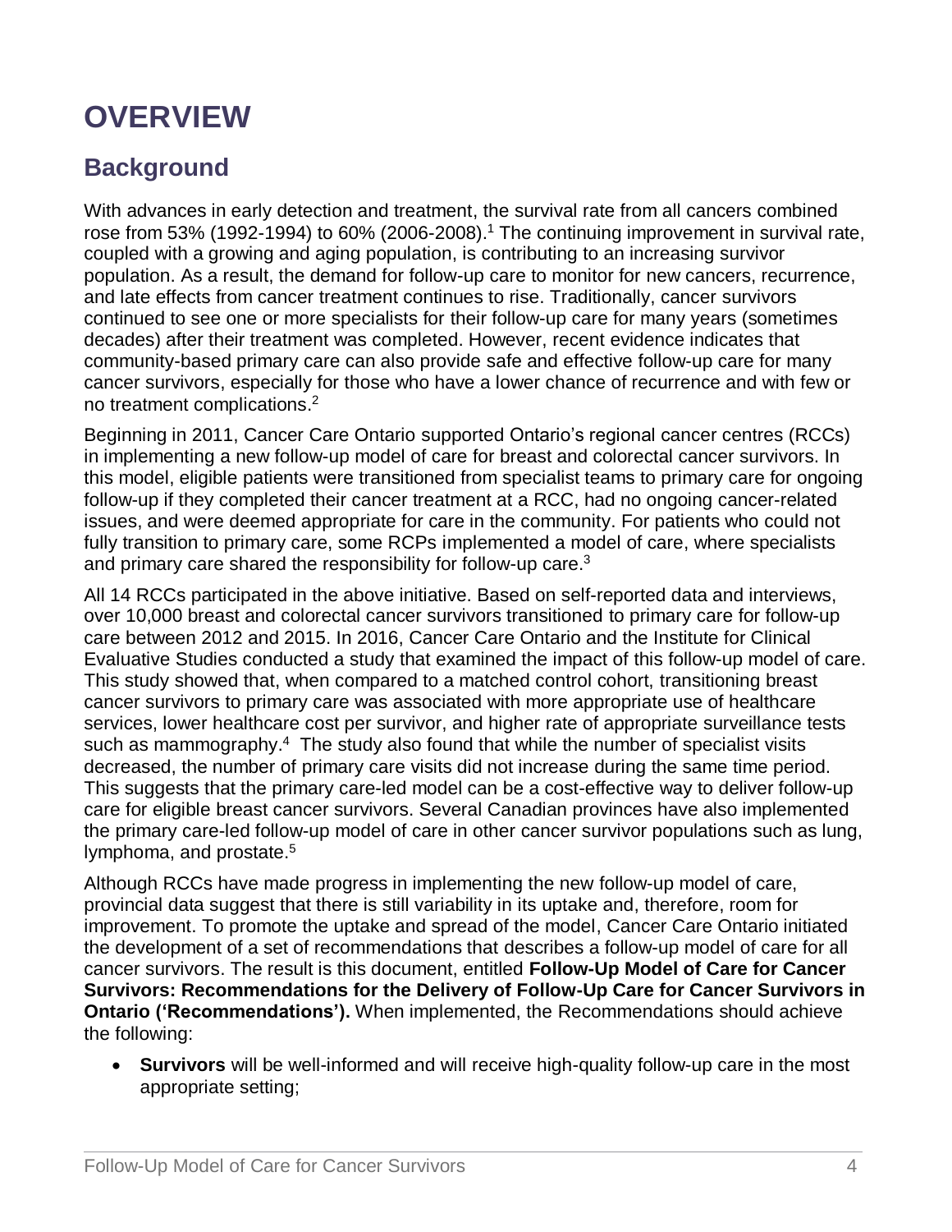# OVERVIEW

## Background

With advances in early detection and treatment, the survival rate from all cancers combined rose from 53% (1992-1994) to 60% (2006-2008).[1] The continuing improvement in survival rate, coupled with a growing and aging population, is contributing to an increasing survivor population. As a result, the demand for follow-up care to monitor for new cancers, recurrence, and late effects from cancer treatment continues to rise. Traditionally, cancer survivors continued to see one or more specialists for their follow-up care for many years (sometimes decades) after their treatment was completed. However, recent evidence indicates that community-based primary care can also provide safe and effective follow-up care for many cancer survivors, especially for those who have a lower chance of recurrence and with few or no treatment complications.[2]

Beginning in 2011, Cancer Care Ontario supported Ontario's regional cancer centres (RCCs) in implementing a new follow-up model of care for breast and colorectal cancer survivors. In this model, eligible patients were transitioned from specialist teams to primary care for ongoing follow-up if they completed their cancer treatment at a RCC, had no ongoing cancer-related issues, and were deemed appropriate for care in the community. For patients who could not fully transition to primary care, some RCPs implemented a model of care, where specialists and primary care shared the responsibility for follow-up care.[3]

All 14 RCCs participated in the above initiative. Based on self-reported data and interviews, over 10,000 breast and colorectal cancer survivors transitioned to primary care for follow-up care between 2012 and 2015. In 2016, Cancer Care Ontario and the Institute for Clinical Evaluative Studies conducted a study that examined the impact of this follow-up model of care. This study showed that, when compared to a matched control cohort, transitioning breast cancer survivors to primary care was associated with more appropriate use of healthcare services, lower healthcare cost per survivor, and higher rate of appropriate surveillance tests such as mammography.[4] The study also found that while the number of specialist visits decreased, the number of primary care visits did not increase during the same time period. This suggests that the primary care-led model can be a cost-effective way to deliver follow-up care for eligible breast cancer survivors. Several Canadian provinces have also implemented the primary care-led follow-up model of care in other cancer survivor populations such as lung, lymphoma, and prostate.[5]

Although RCCs have made progress in implementing the new follow-up model of care, provincial data suggest that there is still variability in its uptake and, therefore, room for improvement. To promote the uptake and spread of the model, Cancer Care Ontario initiated the development of a set of recommendations that describes a follow-up model of care for all cancer survivors. The result is this document, entitled **Follow-Up Model of Care for Cancer Survivors: Recommendations for the Delivery of Follow-Up Care for Cancer Survivors in Ontario ('Recommendations').** When implemented, the Recommendations should achieve the following:

- **Survivors** will be well-informed and will receive high-quality follow-up care in the most appropriate setting;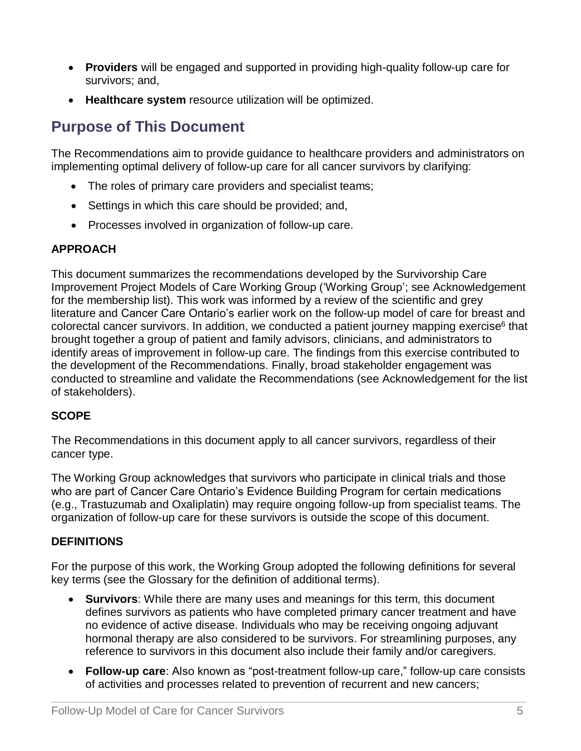- **Providers** will be engaged and supported in providing high-quality follow-up care for survivors; and,
- **Healthcare system** resource utilization will be optimized.

## Purpose of This Document

The Recommendations aim to provide guidance to healthcare providers and administrators on implementing optimal delivery of follow-up care for all cancer survivors by clarifying:

- The roles of primary care providers and specialist teams;
- Settings in which this care should be provided; and,
- Processes involved in organization of follow-up care.

### APPROACH

This document summarizes the recommendations developed by the Survivorship Care Improvement Project Models of Care Working Group ('Working Group'; see Acknowledgement for the membership list). This work was informed by a review of the scientific and grey literature and Cancer Care Ontario's earlier work on the follow-up model of care for breast and colorectal cancer survivors. In addition, we conducted a patient journey mapping exercise[6] that brought together a group of patient and family advisors, clinicians, and administrators to identify areas of improvement in follow-up care. The findings from this exercise contributed to the development of the Recommendations. Finally, broad stakeholder engagement was conducted to streamline and validate the Recommendations (see Acknowledgement for the list of stakeholders).

### SCOPE

The Recommendations in this document apply to all cancer survivors, regardless of their cancer type.

The Working Group acknowledges that survivors who participate in clinical trials and those who are part of Cancer Care Ontario's Evidence Building Program for certain medications (e.g., Trastuzumab and Oxaliplatin) may require ongoing follow-up from specialist teams. The organization of follow-up care for these survivors is outside the scope of this document.

### DEFINITIONS

For the purpose of this work, the Working Group adopted the following definitions for several key terms (see the Glossary for the definition of additional terms).

- **Survivors**: While there are many uses and meanings for this term, this document defines survivors as patients who have completed primary cancer treatment and have no evidence of active disease. Individuals who may be receiving ongoing adjuvant hormonal therapy are also considered to be survivors. For streamlining purposes, any reference to survivors in this document also include their family and/or caregivers.
- **Follow-up care**: Also known as "post-treatment follow-up care," follow-up care consists of activities and processes related to prevention of recurrent and new cancers;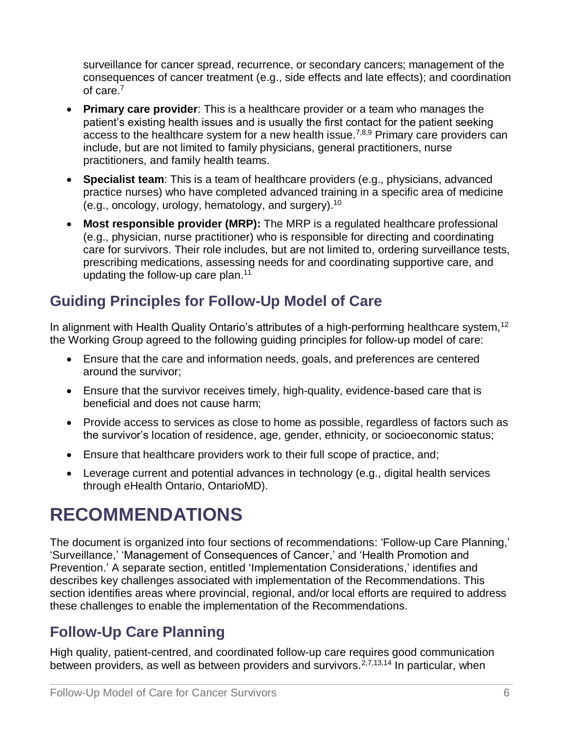surveillance for cancer spread, recurrence, or secondary cancers; management of the consequences of cancer treatment (e.g., side effects and late effects); and coordination of care.[7]

- **Primary care provider**: This is a healthcare provider or a team who manages the patient's existing health issues and is usually the first contact for the patient seeking access to the healthcare system for a new health issue.[7,8,9] Primary care providers can include, but are not limited to family physicians, general practitioners, nurse practitioners, and family health teams.
- **Specialist team**: This is a team of healthcare providers (e.g., physicians, advanced practice nurses) who have completed advanced training in a specific area of medicine (e.g., oncology, urology, hematology, and surgery).[10]
- **Most responsible provider (MRP):** The MRP is a regulated healthcare professional (e.g., physician, nurse practitioner) who is responsible for directing and coordinating care for survivors. Their role includes, but are not limited to, ordering surveillance tests, prescribing medications, assessing needs for and coordinating supportive care, and updating the follow-up care plan.[11]

## Guiding Principles for Follow-Up Model of Care

In alignment with Health Quality Ontario's attributes of a high-performing healthcare system,[12] the Working Group agreed to the following guiding principles for follow-up model of care:

- Ensure that the care and information needs, goals, and preferences are centered around the survivor;
- Ensure that the survivor receives timely, high-quality, evidence-based care that is beneficial and does not cause harm;
- Provide access to services as close to home as possible, regardless of factors such as the survivor's location of residence, age, gender, ethnicity, or socioeconomic status;
- Ensure that healthcare providers work to their full scope of practice, and;
- Leverage current and potential advances in technology (e.g., digital health services through eHealth Ontario, OntarioMD).

# RECOMMENDATIONS

The document is organized into four sections of recommendations: 'Follow-up Care Planning,' 'Surveillance,' 'Management of Consequences of Cancer,' and 'Health Promotion and Prevention.' A separate section, entitled 'Implementation Considerations,' identifies and describes key challenges associated with implementation of the Recommendations. This section identifies areas where provincial, regional, and/or local efforts are required to address these challenges to enable the implementation of the Recommendations.

## Follow-Up Care Planning

High quality, patient-centred, and coordinated follow-up care requires good communication between providers, as well as between providers and survivors.[2,7,13,14] In particular, when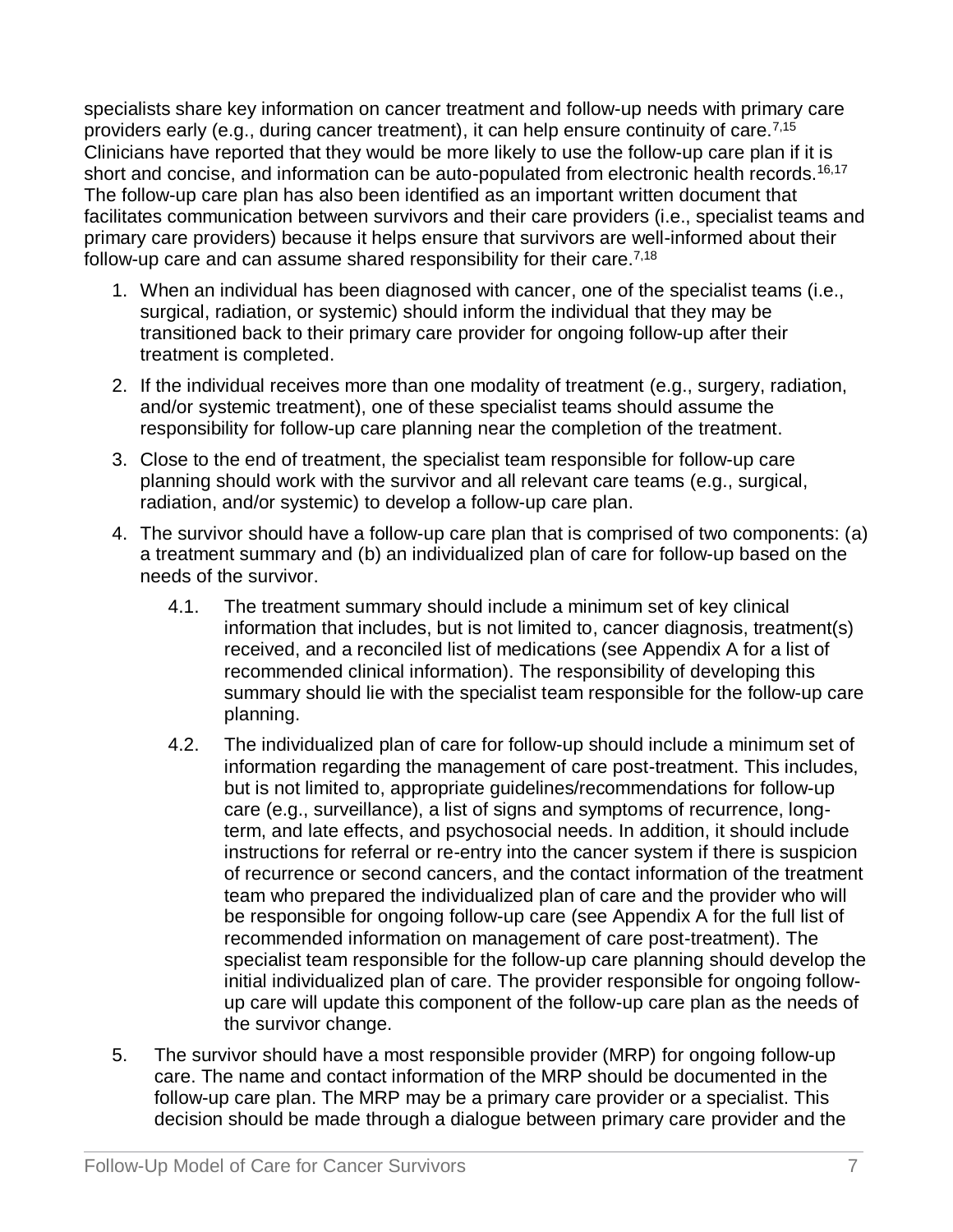specialists share key information on cancer treatment and follow-up needs with primary care providers early (e.g., during cancer treatment), it can help ensure continuity of care.[7,15] Clinicians have reported that they would be more likely to use the follow-up care plan if it is short and concise, and information can be auto-populated from electronic health records.[16,17] The follow-up care plan has also been identified as an important written document that facilitates communication between survivors and their care providers (i.e., specialist teams and primary care providers) because it helps ensure that survivors are well-informed about their follow-up care and can assume shared responsibility for their care.[7,18]

1. When an individual has been diagnosed with cancer, one of the specialist teams (i.e., surgical, radiation, or systemic) should inform the individual that they may be transitioned back to their primary care provider for ongoing follow-up after their treatment is completed.
2. If the individual receives more than one modality of treatment (e.g., surgery, radiation, and/or systemic treatment), one of these specialist teams should assume the responsibility for follow-up care planning near the completion of the treatment.
3. Close to the end of treatment, the specialist team responsible for follow-up care planning should work with the survivor and all relevant care teams (e.g., surgical, radiation, and/or systemic) to develop a follow-up care plan.
4. The survivor should have a follow-up care plan that is comprised of two components: (a) a treatment summary and (b) an individualized plan of care for follow-up based on the needs of the survivor.
    - 4.1. The treatment summary should include a minimum set of key clinical information that includes, but is not limited to, cancer diagnosis, treatment(s) received, and a reconciled list of medications (see Appendix A for a list of recommended clinical information). The responsibility of developing this summary should lie with the specialist team responsible for the follow-up care planning.
    - 4.2. The individualized plan of care for follow-up should include a minimum set of information regarding the management of care post-treatment. This includes, but is not limited to, appropriate guidelines/recommendations for follow-up care (e.g., surveillance), a list of signs and symptoms of recurrence, long-term, and late effects, and psychosocial needs. In addition, it should include instructions for referral or re-entry into the cancer system if there is suspicion of recurrence or second cancers, and the contact information of the treatment team who prepared the individualized plan of care and the provider who will be responsible for ongoing follow-up care (see Appendix A for the full list of recommended information on management of care post-treatment). The specialist team responsible for the follow-up care planning should develop the initial individualized plan of care. The provider responsible for ongoing follow-up care will update this component of the follow-up care plan as the needs of the survivor change.
5. The survivor should have a most responsible provider (MRP) for ongoing follow-up care. The name and contact information of the MRP should be documented in the follow-up care plan. The MRP may be a primary care provider or a specialist. This decision should be made through a dialogue between primary care provider and the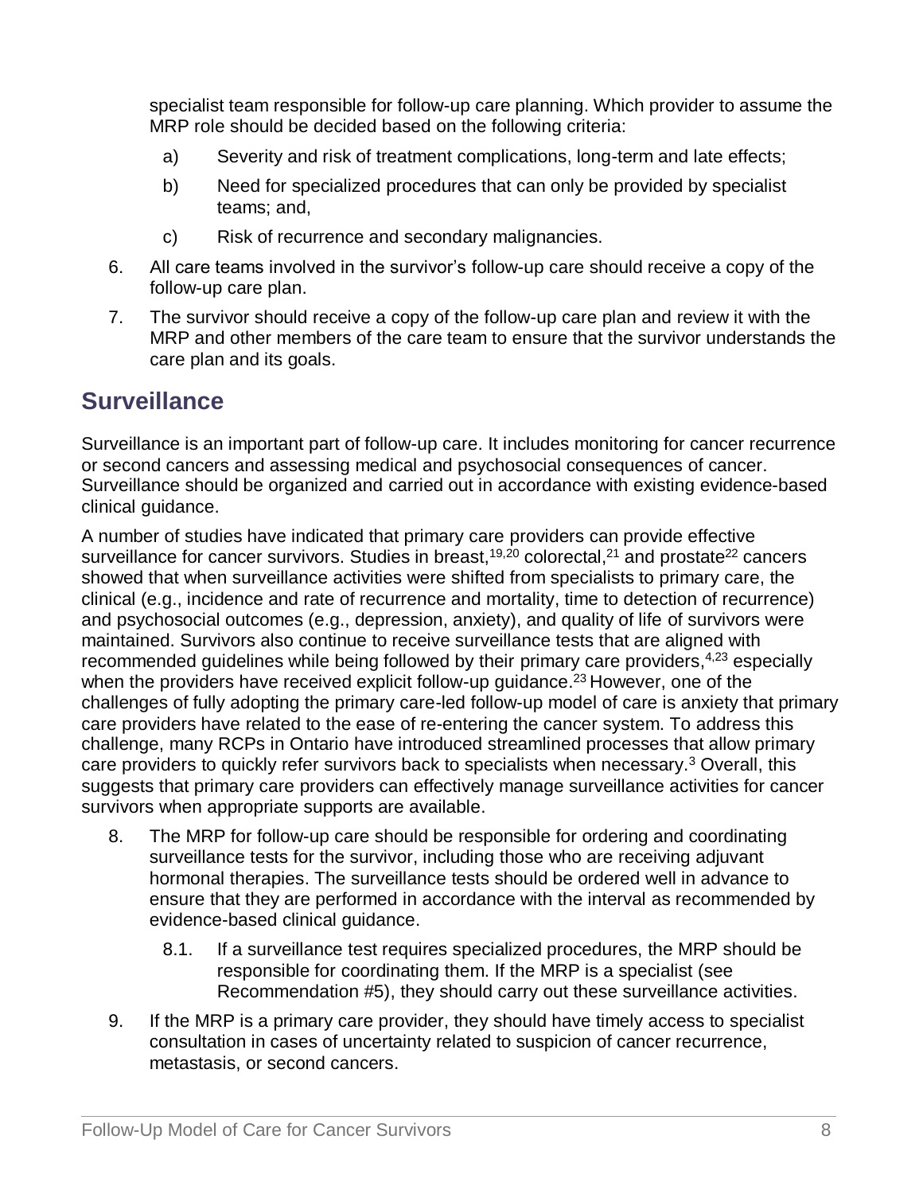specialist team responsible for follow-up care planning. Which provider to assume the MRP role should be decided based on the following criteria:

a) Severity and risk of treatment complications, long-term and late effects;

b) Need for specialized procedures that can only be provided by specialist teams; and,

c) Risk of recurrence and secondary malignancies.

6. All care teams involved in the survivor's follow-up care should receive a copy of the follow-up care plan.

7. The survivor should receive a copy of the follow-up care plan and review it with the MRP and other members of the care team to ensure that the survivor understands the care plan and its goals.

## Surveillance

Surveillance is an important part of follow-up care. It includes monitoring for cancer recurrence or second cancers and assessing medical and psychosocial consequences of cancer. Surveillance should be organized and carried out in accordance with existing evidence-based clinical guidance.

A number of studies have indicated that primary care providers can provide effective surveillance for cancer survivors. Studies in breast,[19,20] colorectal,[21] and prostate[22] cancers showed that when surveillance activities were shifted from specialists to primary care, the clinical (e.g., incidence and rate of recurrence and mortality, time to detection of recurrence) and psychosocial outcomes (e.g., depression, anxiety), and quality of life of survivors were maintained. Survivors also continue to receive surveillance tests that are aligned with recommended guidelines while being followed by their primary care providers,[4,23] especially when the providers have received explicit follow-up guidance.[23] However, one of the challenges of fully adopting the primary care-led follow-up model of care is anxiety that primary care providers have related to the ease of re-entering the cancer system. To address this challenge, many RCPs in Ontario have introduced streamlined processes that allow primary care providers to quickly refer survivors back to specialists when necessary.[3] Overall, this suggests that primary care providers can effectively manage surveillance activities for cancer survivors when appropriate supports are available.

8. The MRP for follow-up care should be responsible for ordering and coordinating surveillance tests for the survivor, including those who are receiving adjuvant hormonal therapies. The surveillance tests should be ordered well in advance to ensure that they are performed in accordance with the interval as recommended by evidence-based clinical guidance.

    8.1. If a surveillance test requires specialized procedures, the MRP should be responsible for coordinating them. If the MRP is a specialist (see Recommendation #5), they should carry out these surveillance activities.

9. If the MRP is a primary care provider, they should have timely access to specialist consultation in cases of uncertainty related to suspicion of cancer recurrence, metastasis, or second cancers.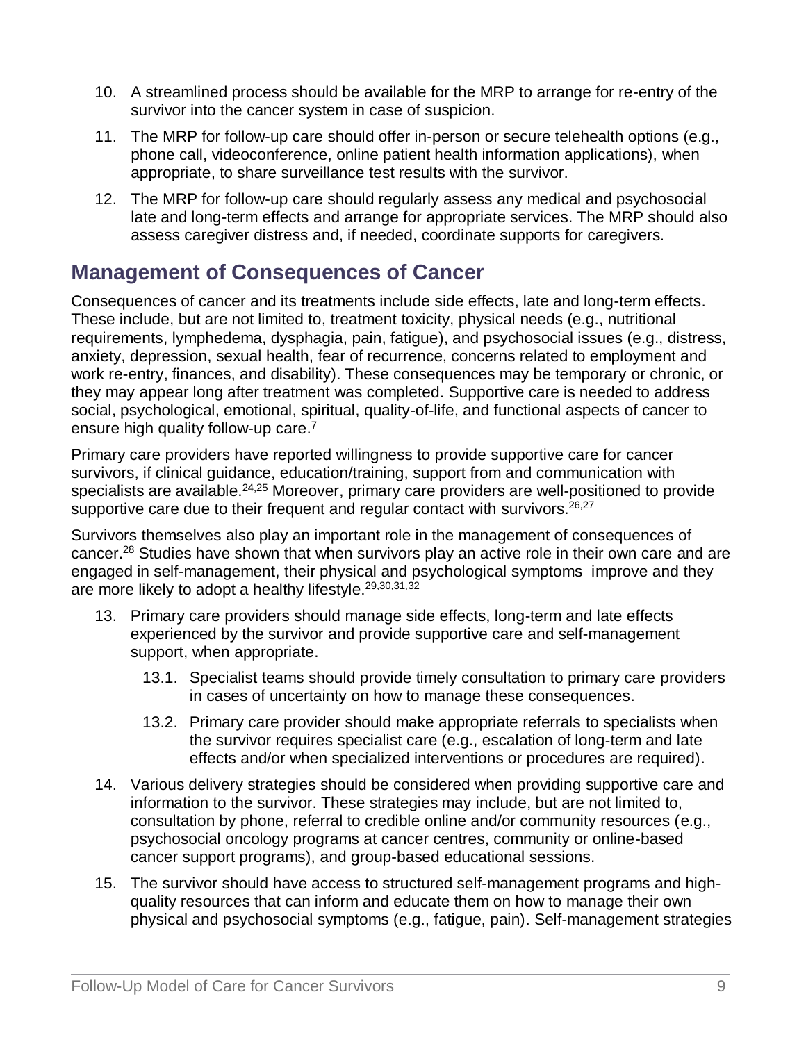10. A streamlined process should be available for the MRP to arrange for re-entry of the survivor into the cancer system in case of suspicion.
11. The MRP for follow-up care should offer in-person or secure telehealth options (e.g., phone call, videoconference, online patient health information applications), when appropriate, to share surveillance test results with the survivor.
12. The MRP for follow-up care should regularly assess any medical and psychosocial late and long-term effects and arrange for appropriate services. The MRP should also assess caregiver distress and, if needed, coordinate supports for caregivers.

## Management of Consequences of Cancer

Consequences of cancer and its treatments include side effects, late and long-term effects. These include, but are not limited to, treatment toxicity, physical needs (e.g., nutritional requirements, lymphedema, dysphagia, pain, fatigue), and psychosocial issues (e.g., distress, anxiety, depression, sexual health, fear of recurrence, concerns related to employment and work re-entry, finances, and disability). These consequences may be temporary or chronic, or they may appear long after treatment was completed. Supportive care is needed to address social, psychological, emotional, spiritual, quality-of-life, and functional aspects of cancer to ensure high quality follow-up care.[7]

Primary care providers have reported willingness to provide supportive care for cancer survivors, if clinical guidance, education/training, support from and communication with specialists are available.[24,25] Moreover, primary care providers are well-positioned to provide supportive care due to their frequent and regular contact with survivors.[26,27]

Survivors themselves also play an important role in the management of consequences of cancer.[28] Studies have shown that when survivors play an active role in their own care and are engaged in self-management, their physical and psychological symptoms improve and they are more likely to adopt a healthy lifestyle.[29,30,31,32]

13. Primary care providers should manage side effects, long-term and late effects experienced by the survivor and provide supportive care and self-management support, when appropriate.
    - 13.1. Specialist teams should provide timely consultation to primary care providers in cases of uncertainty on how to manage these consequences.
    - 13.2. Primary care provider should make appropriate referrals to specialists when the survivor requires specialist care (e.g., escalation of long-term and late effects and/or when specialized interventions or procedures are required).
14. Various delivery strategies should be considered when providing supportive care and information to the survivor. These strategies may include, but are not limited to, consultation by phone, referral to credible online and/or community resources (e.g., psychosocial oncology programs at cancer centres, community or online-based cancer support programs), and group-based educational sessions.
15. The survivor should have access to structured self-management programs and high-quality resources that can inform and educate them on how to manage their own physical and psychosocial symptoms (e.g., fatigue, pain). Self-management strategies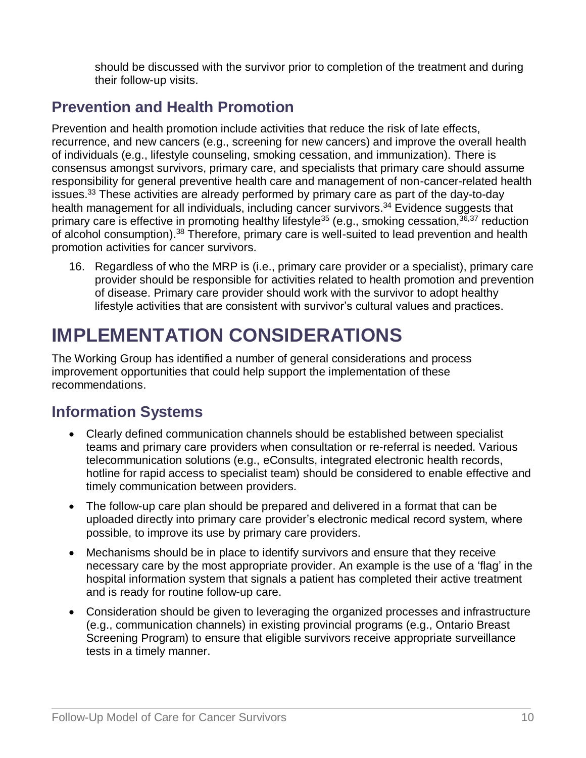should be discussed with the survivor prior to completion of the treatment and during their follow-up visits.

## Prevention and Health Promotion

Prevention and health promotion include activities that reduce the risk of late effects, recurrence, and new cancers (e.g., screening for new cancers) and improve the overall health of individuals (e.g., lifestyle counseling, smoking cessation, and immunization). There is consensus amongst survivors, primary care, and specialists that primary care should assume responsibility for general preventive health care and management of non-cancer-related health issues.[33] These activities are already performed by primary care as part of the day-to-day health management for all individuals, including cancer survivors.[34] Evidence suggests that primary care is effective in promoting healthy lifestyle[35] (e.g., smoking cessation,[36,37] reduction of alcohol consumption).[38] Therefore, primary care is well-suited to lead prevention and health promotion activities for cancer survivors.

16. Regardless of who the MRP is (i.e., primary care provider or a specialist), primary care provider should be responsible for activities related to health promotion and prevention of disease. Primary care provider should work with the survivor to adopt healthy lifestyle activities that are consistent with survivor's cultural values and practices.

# IMPLEMENTATION CONSIDERATIONS

The Working Group has identified a number of general considerations and process improvement opportunities that could help support the implementation of these recommendations.

## Information Systems

- Clearly defined communication channels should be established between specialist teams and primary care providers when consultation or re-referral is needed. Various telecommunication solutions (e.g., eConsults, integrated electronic health records, hotline for rapid access to specialist team) should be considered to enable effective and timely communication between providers.
- The follow-up care plan should be prepared and delivered in a format that can be uploaded directly into primary care provider's electronic medical record system, where possible, to improve its use by primary care providers.
- Mechanisms should be in place to identify survivors and ensure that they receive necessary care by the most appropriate provider. An example is the use of a 'flag' in the hospital information system that signals a patient has completed their active treatment and is ready for routine follow-up care.
- Consideration should be given to leveraging the organized processes and infrastructure (e.g., communication channels) in existing provincial programs (e.g., Ontario Breast Screening Program) to ensure that eligible survivors receive appropriate surveillance tests in a timely manner.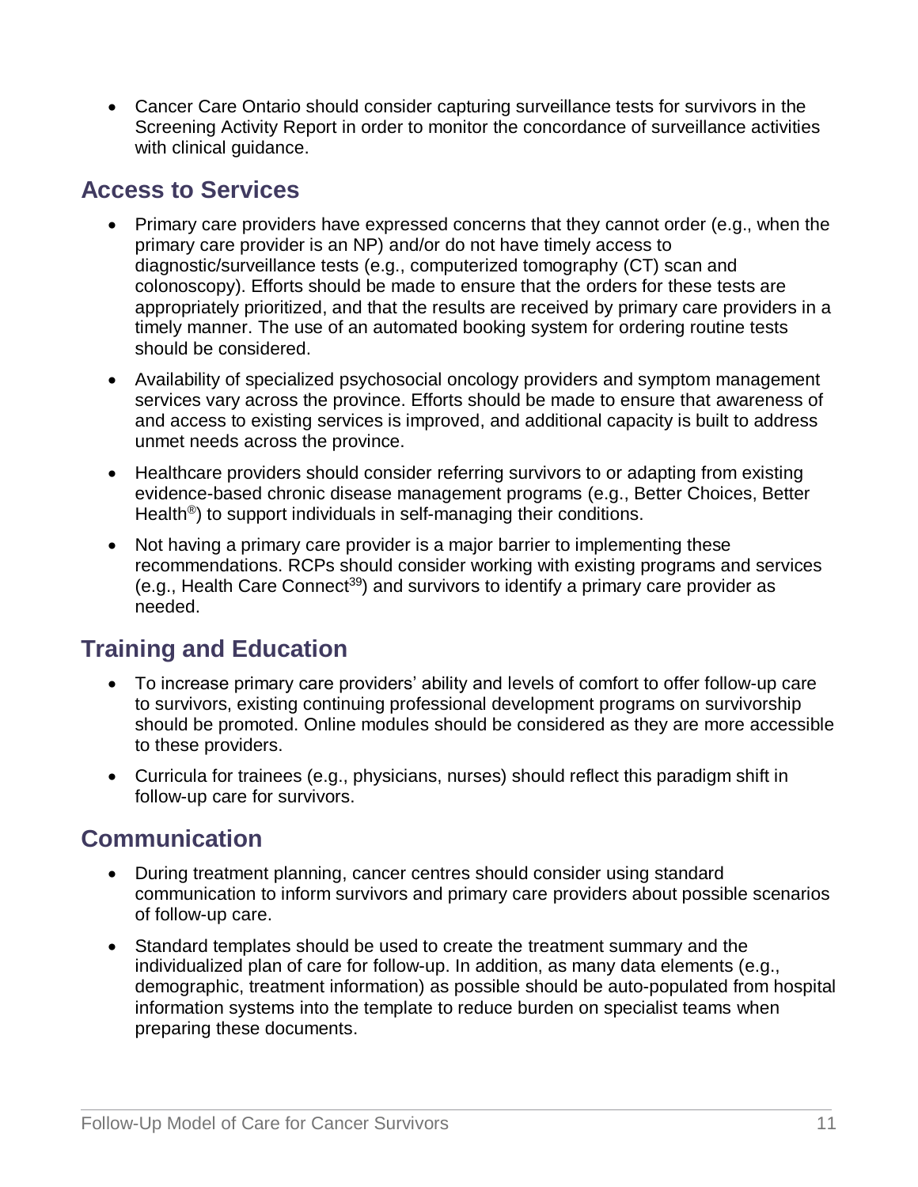- Cancer Care Ontario should consider capturing surveillance tests for survivors in the Screening Activity Report in order to monitor the concordance of surveillance activities with clinical guidance.

## Access to Services

- Primary care providers have expressed concerns that they cannot order (e.g., when the primary care provider is an NP) and/or do not have timely access to diagnostic/surveillance tests (e.g., computerized tomography (CT) scan and colonoscopy). Efforts should be made to ensure that the orders for these tests are appropriately prioritized, and that the results are received by primary care providers in a timely manner. The use of an automated booking system for ordering routine tests should be considered.
- Availability of specialized psychosocial oncology providers and symptom management services vary across the province. Efforts should be made to ensure that awareness of and access to existing services is improved, and additional capacity is built to address unmet needs across the province.
- Healthcare providers should consider referring survivors to or adapting from existing evidence-based chronic disease management programs (e.g., Better Choices, Better Health®) to support individuals in self-managing their conditions.
- Not having a primary care provider is a major barrier to implementing these recommendations. RCPs should consider working with existing programs and services (e.g., Health Care Connect[39]) and survivors to identify a primary care provider as needed.

## Training and Education

- To increase primary care providers' ability and levels of comfort to offer follow-up care to survivors, existing continuing professional development programs on survivorship should be promoted. Online modules should be considered as they are more accessible to these providers.
- Curricula for trainees (e.g., physicians, nurses) should reflect this paradigm shift in follow-up care for survivors.

## Communication

- During treatment planning, cancer centres should consider using standard communication to inform survivors and primary care providers about possible scenarios of follow-up care.
- Standard templates should be used to create the treatment summary and the individualized plan of care for follow-up. In addition, as many data elements (e.g., demographic, treatment information) as possible should be auto-populated from hospital information systems into the template to reduce burden on specialist teams when preparing these documents.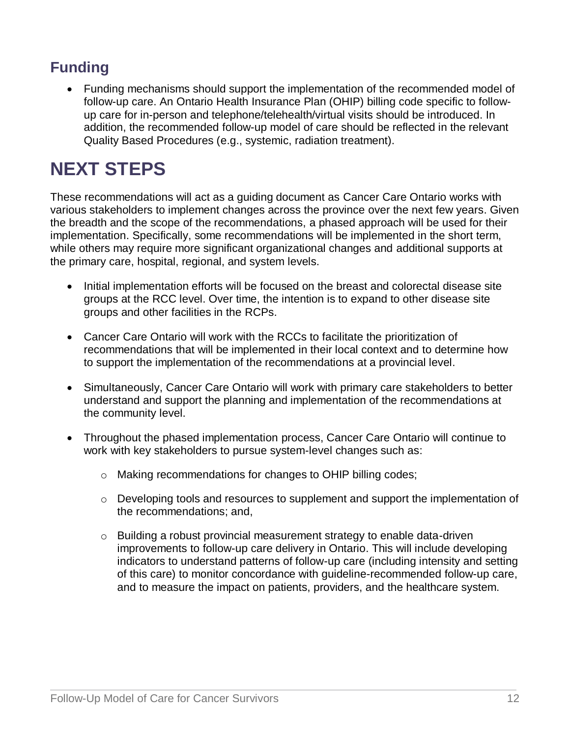## Funding

- Funding mechanisms should support the implementation of the recommended model of follow-up care. An Ontario Health Insurance Plan (OHIP) billing code specific to follow-up care for in-person and telephone/telehealth/virtual visits should be introduced. In addition, the recommended follow-up model of care should be reflected in the relevant Quality Based Procedures (e.g., systemic, radiation treatment).

# NEXT STEPS

These recommendations will act as a guiding document as Cancer Care Ontario works with various stakeholders to implement changes across the province over the next few years. Given the breadth and the scope of the recommendations, a phased approach will be used for their implementation. Specifically, some recommendations will be implemented in the short term, while others may require more significant organizational changes and additional supports at the primary care, hospital, regional, and system levels.

- Initial implementation efforts will be focused on the breast and colorectal disease site groups at the RCC level. Over time, the intention is to expand to other disease site groups and other facilities in the RCPs.
- Cancer Care Ontario will work with the RCCs to facilitate the prioritization of recommendations that will be implemented in their local context and to determine how to support the implementation of the recommendations at a provincial level.
- Simultaneously, Cancer Care Ontario will work with primary care stakeholders to better understand and support the planning and implementation of the recommendations at the community level.
- Throughout the phased implementation process, Cancer Care Ontario will continue to work with key stakeholders to pursue system-level changes such as:
  - Making recommendations for changes to OHIP billing codes;
  - Developing tools and resources to supplement and support the implementation of the recommendations; and,
  - Building a robust provincial measurement strategy to enable data-driven improvements to follow-up care delivery in Ontario. This will include developing indicators to understand patterns of follow-up care (including intensity and setting of this care) to monitor concordance with guideline-recommended follow-up care, and to measure the impact on patients, providers, and the healthcare system.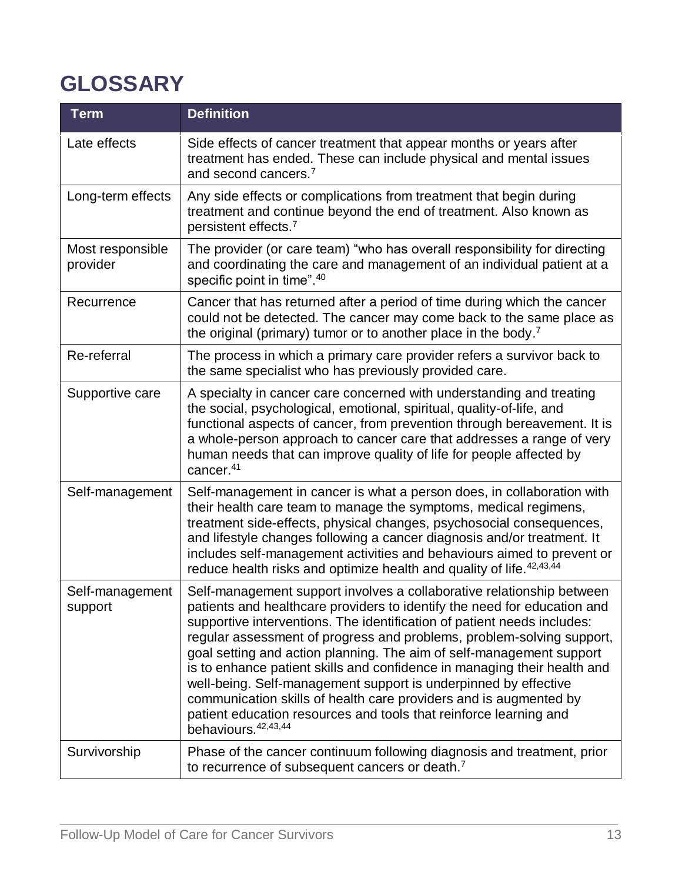# GLOSSARY

| Term | Definition |
|---|---|
| Late effects | Side effects of cancer treatment that appear months or years after treatment has ended. These can include physical and mental issues and second cancers.[7] |
| Long-term effects | Any side effects or complications from treatment that begin during treatment and continue beyond the end of treatment. Also known as persistent effects.[7] |
| Most responsible provider | The provider (or care team) "who has overall responsibility for directing and coordinating the care and management of an individual patient at a specific point in time".[40] |
| Recurrence | Cancer that has returned after a period of time during which the cancer could not be detected. The cancer may come back to the same place as the original (primary) tumor or to another place in the body.[7] |
| Re-referral | The process in which a primary care provider refers a survivor back to the same specialist who has previously provided care. |
| Supportive care | A specialty in cancer care concerned with understanding and treating the social, psychological, emotional, spiritual, quality-of-life, and functional aspects of cancer, from prevention through bereavement. It is a whole-person approach to cancer care that addresses a range of very human needs that can improve quality of life for people affected by cancer.[41] |
| Self-management | Self-management in cancer is what a person does, in collaboration with their health care team to manage the symptoms, medical regimens, treatment side-effects, physical changes, psychosocial consequences, and lifestyle changes following a cancer diagnosis and/or treatment. It includes self-management activities and behaviours aimed to prevent or reduce health risks and optimize health and quality of life.[42,43,44] |
| Self-management support | Self-management support involves a collaborative relationship between patients and healthcare providers to identify the need for education and supportive interventions. The identification of patient needs includes: regular assessment of progress and problems, problem-solving support, goal setting and action planning. The aim of self-management support is to enhance patient skills and confidence in managing their health and well-being. Self-management support is underpinned by effective communication skills of health care providers and is augmented by patient education resources and tools that reinforce learning and behaviours.[42,43,44] |
| Survivorship | Phase of the cancer continuum following diagnosis and treatment, prior to recurrence of subsequent cancers or death.[7] |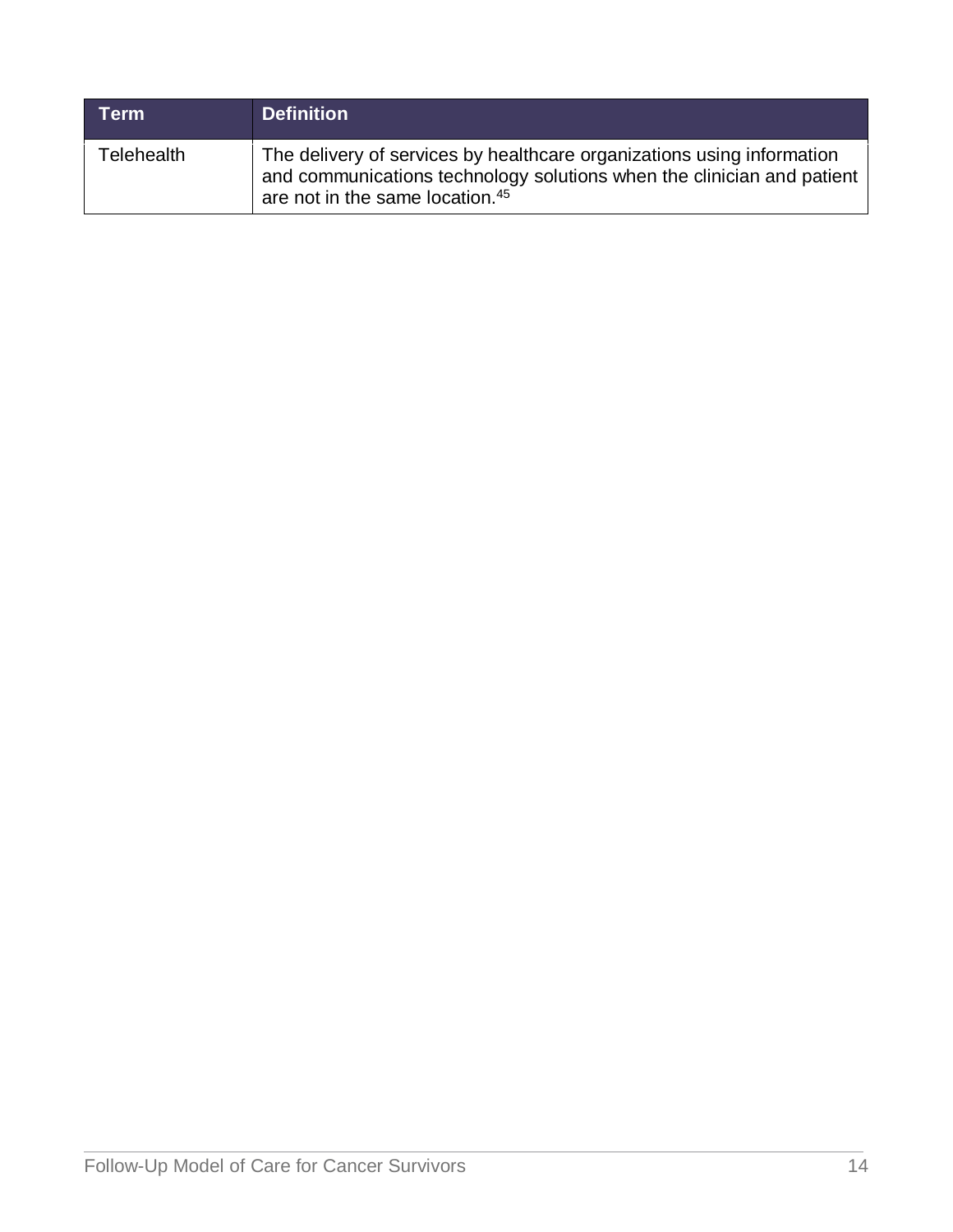| Term | Definition |
| --- | --- |
| Telehealth | The delivery of services by healthcare organizations using information and communications technology solutions when the clinician and patient are not in the same location.[45] |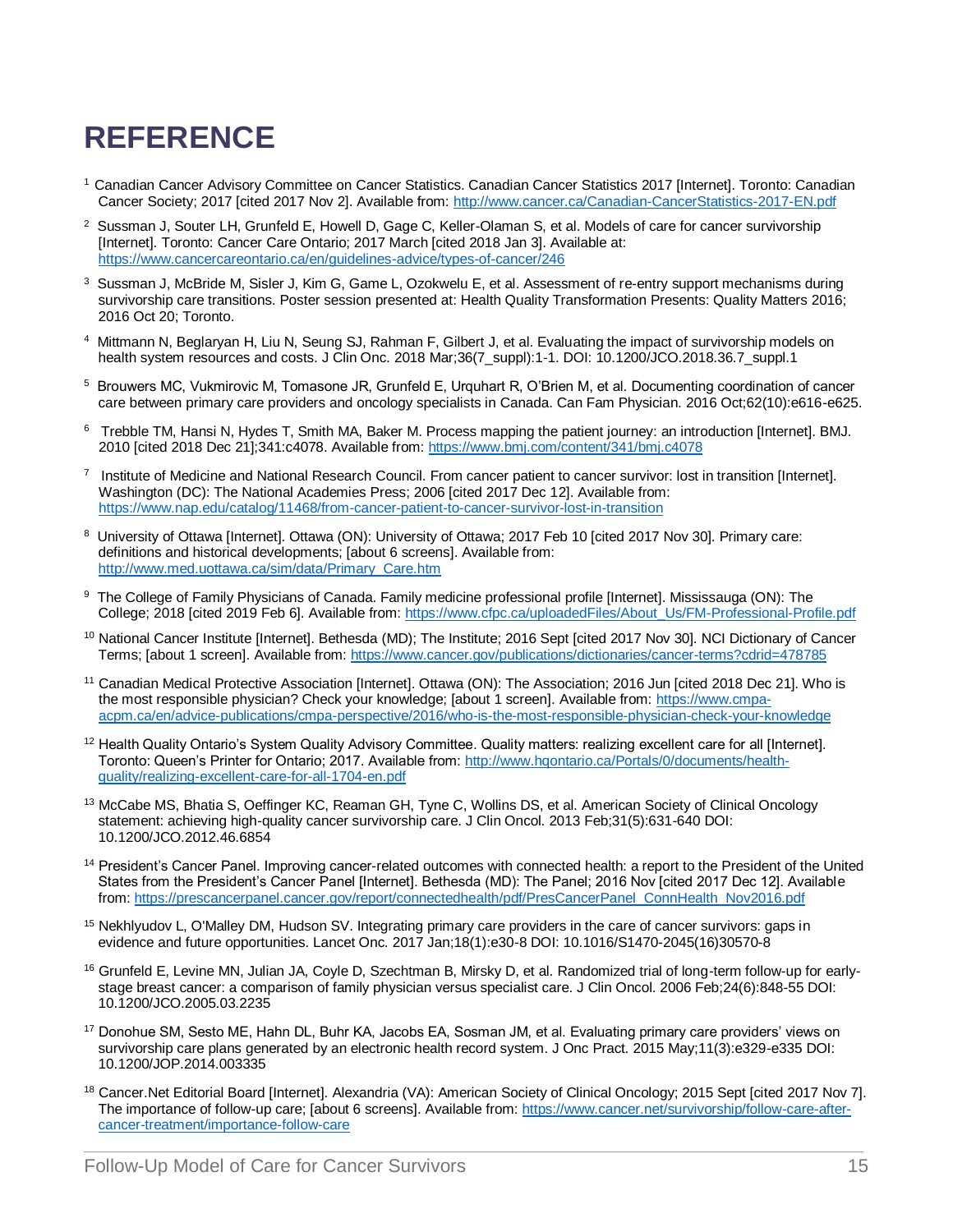# REFERENCE

[1] Canadian Cancer Advisory Committee on Cancer Statistics. Canadian Cancer Statistics 2017 [Internet]. Toronto: Canadian Cancer Society; 2017 [cited 2017 Nov 2]. Available from: http://www.cancer.ca/Canadian-CancerStatistics-2017-EN.pdf

[2] Sussman J, Souter LH, Grunfeld E, Howell D, Gage C, Keller-Olaman S, et al. Models of care for cancer survivorship [Internet]. Toronto: Cancer Care Ontario; 2017 March [cited 2018 Jan 3]. Available at: https://www.cancercareontario.ca/en/guidelines-advice/types-of-cancer/246

[3] Sussman J, McBride M, Sisler J, Kim G, Game L, Ozokwelu E, et al. Assessment of re-entry support mechanisms during survivorship care transitions. Poster session presented at: Health Quality Transformation Presents: Quality Matters 2016; 2016 Oct 20; Toronto.

[4] Mittmann N, Beglaryan H, Liu N, Seung SJ, Rahman F, Gilbert J, et al. Evaluating the impact of survivorship models on health system resources and costs. J Clin Onc. 2018 Mar;36(7_suppl):1-1. DOI: 10.1200/JCO.2018.36.7_suppl.1

[5] Brouwers MC, Vukmirovic M, Tomasone JR, Grunfeld E, Urquhart R, O'Brien M, et al. Documenting coordination of cancer care between primary care providers and oncology specialists in Canada. Can Fam Physician. 2016 Oct;62(10):e616-e625.

[6] Trebble TM, Hansi N, Hydes T, Smith MA, Baker M. Process mapping the patient journey: an introduction [Internet]. BMJ. 2010 [cited 2018 Dec 21];341:c4078. Available from: https://www.bmj.com/content/341/bmj.c4078

[7] Institute of Medicine and National Research Council. From cancer patient to cancer survivor: lost in transition [Internet]. Washington (DC): The National Academies Press; 2006 [cited 2017 Dec 12]. Available from: https://www.nap.edu/catalog/11468/from-cancer-patient-to-cancer-survivor-lost-in-transition

[8] University of Ottawa [Internet]. Ottawa (ON): University of Ottawa; 2017 Feb 10 [cited 2017 Nov 30]. Primary care: definitions and historical developments; [about 6 screens]. Available from: http://www.med.uottawa.ca/sim/data/Primary_Care.htm

[9] The College of Family Physicians of Canada. Family medicine professional profile [Internet]. Mississauga (ON): The College; 2018 [cited 2019 Feb 6]. Available from: https://www.cfpc.ca/uploadedFiles/About_Us/FM-Professional-Profile.pdf

[10] National Cancer Institute [Internet]. Bethesda (MD); The Institute; 2016 Sept [cited 2017 Nov 30]. NCI Dictionary of Cancer Terms; [about 1 screen]. Available from: https://www.cancer.gov/publications/dictionaries/cancer-terms?cdrid=478785

[11] Canadian Medical Protective Association [Internet]. Ottawa (ON): The Association; 2016 Jun [cited 2018 Dec 21]. Who is the most responsible physician? Check your knowledge; [about 1 screen]. Available from: https://www.cmpa-acpm.ca/en/advice-publications/cmpa-perspective/2016/who-is-the-most-responsible-physician-check-your-knowledge

[12] Health Quality Ontario's System Quality Advisory Committee. Quality matters: realizing excellent care for all [Internet]. Toronto: Queen's Printer for Ontario; 2017. Available from: http://www.hqontario.ca/Portals/0/documents/health-quality/realizing-excellent-care-for-all-1704-en.pdf

[13] McCabe MS, Bhatia S, Oeffinger KC, Reaman GH, Tyne C, Wollins DS, et al. American Society of Clinical Oncology statement: achieving high-quality cancer survivorship care. J Clin Oncol. 2013 Feb;31(5):631-640 DOI: 10.1200/JCO.2012.46.6854

[14] President's Cancer Panel. Improving cancer-related outcomes with connected health: a report to the President of the United States from the President's Cancer Panel [Internet]. Bethesda (MD): The Panel; 2016 Nov [cited 2017 Dec 12]. Available from: https://prescancerpanel.cancer.gov/report/connectedhealth/pdf/PresCancerPanel_ConnHealth_Nov2016.pdf

[15] Nekhlyudov L, O'Malley DM, Hudson SV. Integrating primary care providers in the care of cancer survivors: gaps in evidence and future opportunities. Lancet Onc. 2017 Jan;18(1):e30-8 DOI: 10.1016/S1470-2045(16)30570-8

[16] Grunfeld E, Levine MN, Julian JA, Coyle D, Szechtman B, Mirsky D, et al. Randomized trial of long-term follow-up for early-stage breast cancer: a comparison of family physician versus specialist care. J Clin Oncol. 2006 Feb;24(6):848-55 DOI: 10.1200/JCO.2005.03.2235

[17] Donohue SM, Sesto ME, Hahn DL, Buhr KA, Jacobs EA, Sosman JM, et al. Evaluating primary care providers' views on survivorship care plans generated by an electronic health record system. J Onc Pract. 2015 May;11(3):e329-e335 DOI: 10.1200/JOP.2014.003335

[18] Cancer.Net Editorial Board [Internet]. Alexandria (VA): American Society of Clinical Oncology; 2015 Sept [cited 2017 Nov 7]. The importance of follow-up care; [about 6 screens]. Available from: https://www.cancer.net/survivorship/follow-care-after-cancer-treatment/importance-follow-care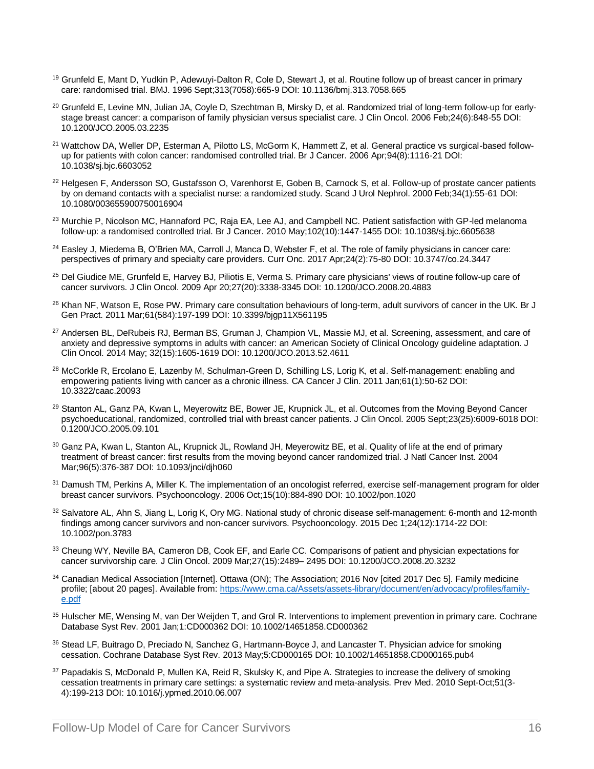[19] Grunfeld E, Mant D, Yudkin P, Adewuyi-Dalton R, Cole D, Stewart J, et al. Routine follow up of breast cancer in primary care: randomised trial. BMJ. 1996 Sept;313(7058):665-9 DOI: 10.1136/bmj.313.7058.665

[20] Grunfeld E, Levine MN, Julian JA, Coyle D, Szechtman B, Mirsky D, et al. Randomized trial of long-term follow-up for early-stage breast cancer: a comparison of family physician versus specialist care. J Clin Oncol. 2006 Feb;24(6):848-55 DOI: 10.1200/JCO.2005.03.2235

[21] Wattchow DA, Weller DP, Esterman A, Pilotto LS, McGorm K, Hammett Z, et al. General practice vs surgical-based follow-up for patients with colon cancer: randomised controlled trial. Br J Cancer. 2006 Apr;94(8):1116-21 DOI: 10.1038/sj.bjc.6603052

[22] Helgesen F, Andersson SO, Gustafsson O, Varenhorst E, Goben B, Carnock S, et al. Follow-up of prostate cancer patients by on demand contacts with a specialist nurse: a randomized study. Scand J Urol Nephrol. 2000 Feb;34(1):55-61 DOI: 10.1080/003655900750016904

[23] Murchie P, Nicolson MC, Hannaford PC, Raja EA, Lee AJ, and Campbell NC. Patient satisfaction with GP-led melanoma follow-up: a randomised controlled trial. Br J Cancer. 2010 May;102(10):1447-1455 DOI: 10.1038/sj.bjc.6605638

[24] Easley J, Miedema B, O'Brien MA, Carroll J, Manca D, Webster F, et al. The role of family physicians in cancer care: perspectives of primary and specialty care providers. Curr Onc. 2017 Apr;24(2):75-80 DOI: 10.3747/co.24.3447

[25] Del Giudice ME, Grunfeld E, Harvey BJ, Piliotis E, Verma S. Primary care physicians' views of routine follow-up care of cancer survivors. J Clin Oncol. 2009 Apr 20;27(20):3338-3345 DOI: 10.1200/JCO.2008.20.4883

[26] Khan NF, Watson E, Rose PW. Primary care consultation behaviours of long-term, adult survivors of cancer in the UK. Br J Gen Pract. 2011 Mar;61(584):197-199 DOI: 10.3399/bjgp11X561195

[27] Andersen BL, DeRubeis RJ, Berman BS, Gruman J, Champion VL, Massie MJ, et al. Screening, assessment, and care of anxiety and depressive symptoms in adults with cancer: an American Society of Clinical Oncology guideline adaptation. J Clin Oncol. 2014 May; 32(15):1605-1619 DOI: 10.1200/JCO.2013.52.4611

[28] McCorkle R, Ercolano E, Lazenby M, Schulman-Green D, Schilling LS, Lorig K, et al. Self-management: enabling and empowering patients living with cancer as a chronic illness. CA Cancer J Clin. 2011 Jan;61(1):50-62 DOI: 10.3322/caac.20093

[29] Stanton AL, Ganz PA, Kwan L, Meyerowitz BE, Bower JE, Krupnick JL, et al. Outcomes from the Moving Beyond Cancer psychoeducational, randomized, controlled trial with breast cancer patients. J Clin Oncol. 2005 Sept;23(25):6009-6018 DOI: 0.1200/JCO.2005.09.101

[30] Ganz PA, Kwan L, Stanton AL, Krupnick JL, Rowland JH, Meyerowitz BE, et al. Quality of life at the end of primary treatment of breast cancer: first results from the moving beyond cancer randomized trial. J Natl Cancer Inst. 2004 Mar;96(5):376-387 DOI: 10.1093/jnci/djh060

[31] Damush TM, Perkins A, Miller K. The implementation of an oncologist referred, exercise self-management program for older breast cancer survivors. Psychooncology. 2006 Oct;15(10):884-890 DOI: 10.1002/pon.1020

[32] Salvatore AL, Ahn S, Jiang L, Lorig K, Ory MG. National study of chronic disease self-management: 6-month and 12-month findings among cancer survivors and non-cancer survivors. Psychooncology. 2015 Dec 1;24(12):1714-22 DOI: 10.1002/pon.3783

[33] Cheung WY, Neville BA, Cameron DB, Cook EF, and Earle CC. Comparisons of patient and physician expectations for cancer survivorship care. J Clin Oncol. 2009 Mar;27(15):2489– 2495 DOI: 10.1200/JCO.2008.20.3232

[34] Canadian Medical Association [Internet]. Ottawa (ON); The Association; 2016 Nov [cited 2017 Dec 5]. Family medicine profile; [about 20 pages]. Available from: https://www.cma.ca/Assets/assets-library/document/en/advocacy/profiles/family-e.pdf

[35] Hulscher ME, Wensing M, van Der Weijden T, and Grol R. Interventions to implement prevention in primary care. Cochrane Database Syst Rev. 2001 Jan;1:CD000362 DOI: 10.1002/14651858.CD000362

[36] Stead LF, Buitrago D, Preciado N, Sanchez G, Hartmann-Boyce J, and Lancaster T. Physician advice for smoking cessation. Cochrane Database Syst Rev. 2013 May;5:CD000165 DOI: 10.1002/14651858.CD000165.pub4

[37] Papadakis S, McDonald P, Mullen KA, Reid R, Skulsky K, and Pipe A. Strategies to increase the delivery of smoking cessation treatments in primary care settings: a systematic review and meta-analysis. Prev Med. 2010 Sept-Oct;51(3-4):199-213 DOI: 10.1016/j.ypmed.2010.06.007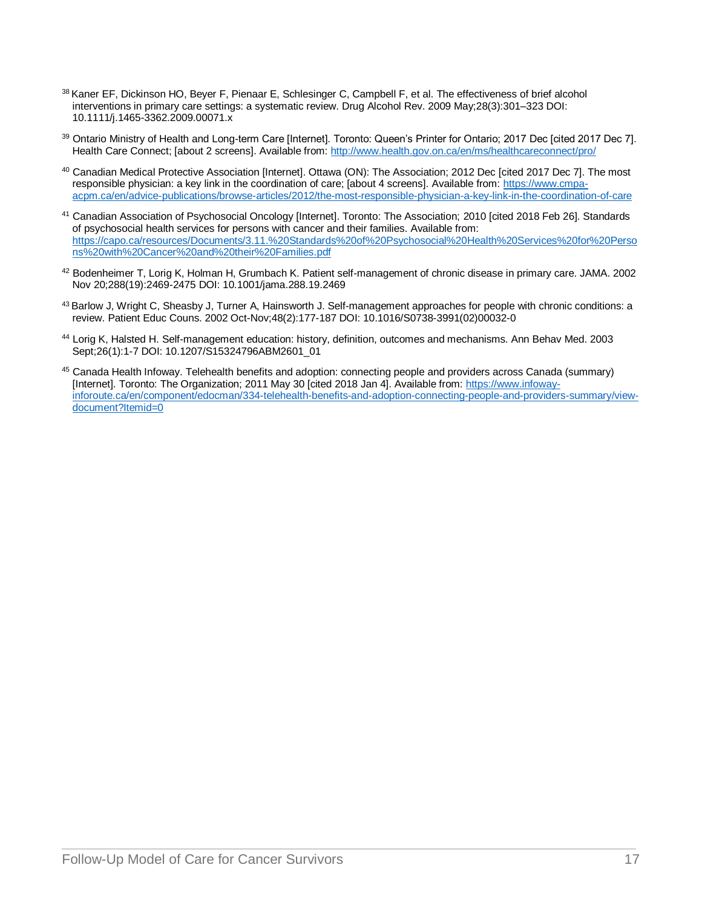[38] Kaner EF, Dickinson HO, Beyer F, Pienaar E, Schlesinger C, Campbell F, et al. The effectiveness of brief alcohol interventions in primary care settings: a systematic review. Drug Alcohol Rev. 2009 May;28(3):301–323 DOI: 10.1111/j.1465-3362.2009.00071.x

[39] Ontario Ministry of Health and Long-term Care [Internet]. Toronto: Queen's Printer for Ontario; 2017 Dec [cited 2017 Dec 7]. Health Care Connect; [about 2 screens]. Available from: http://www.health.gov.on.ca/en/ms/healthcareconnect/pro/

[40] Canadian Medical Protective Association [Internet]. Ottawa (ON): The Association; 2012 Dec [cited 2017 Dec 7]. The most responsible physician: a key link in the coordination of care; [about 4 screens]. Available from: https://www.cmpa-acpm.ca/en/advice-publications/browse-articles/2012/the-most-responsible-physician-a-key-link-in-the-coordination-of-care

[41] Canadian Association of Psychosocial Oncology [Internet]. Toronto: The Association; 2010 [cited 2018 Feb 26]. Standards of psychosocial health services for persons with cancer and their families. Available from: https://capo.ca/resources/Documents/3.11.%20Standards%20of%20Psychosocial%20Health%20Services%20for%20Persons%20with%20Cancer%20and%20their%20Families.pdf

[42] Bodenheimer T, Lorig K, Holman H, Grumbach K. Patient self-management of chronic disease in primary care. JAMA. 2002 Nov 20;288(19):2469-2475 DOI: 10.1001/jama.288.19.2469

[43] Barlow J, Wright C, Sheasby J, Turner A, Hainsworth J. Self-management approaches for people with chronic conditions: a review. Patient Educ Couns. 2002 Oct-Nov;48(2):177-187 DOI: 10.1016/S0738-3991(02)00032-0

[44] Lorig K, Halsted H. Self-management education: history, definition, outcomes and mechanisms. Ann Behav Med. 2003 Sept;26(1):1-7 DOI: 10.1207/S15324796ABM2601_01

[45] Canada Health Infoway. Telehealth benefits and adoption: connecting people and providers across Canada (summary) [Internet]. Toronto: The Organization; 2011 May 30 [cited 2018 Jan 4]. Available from: https://www.infoway-inforoute.ca/en/component/edocman/334-telehealth-benefits-and-adoption-connecting-people-and-providers-summary/view-document?Itemid=0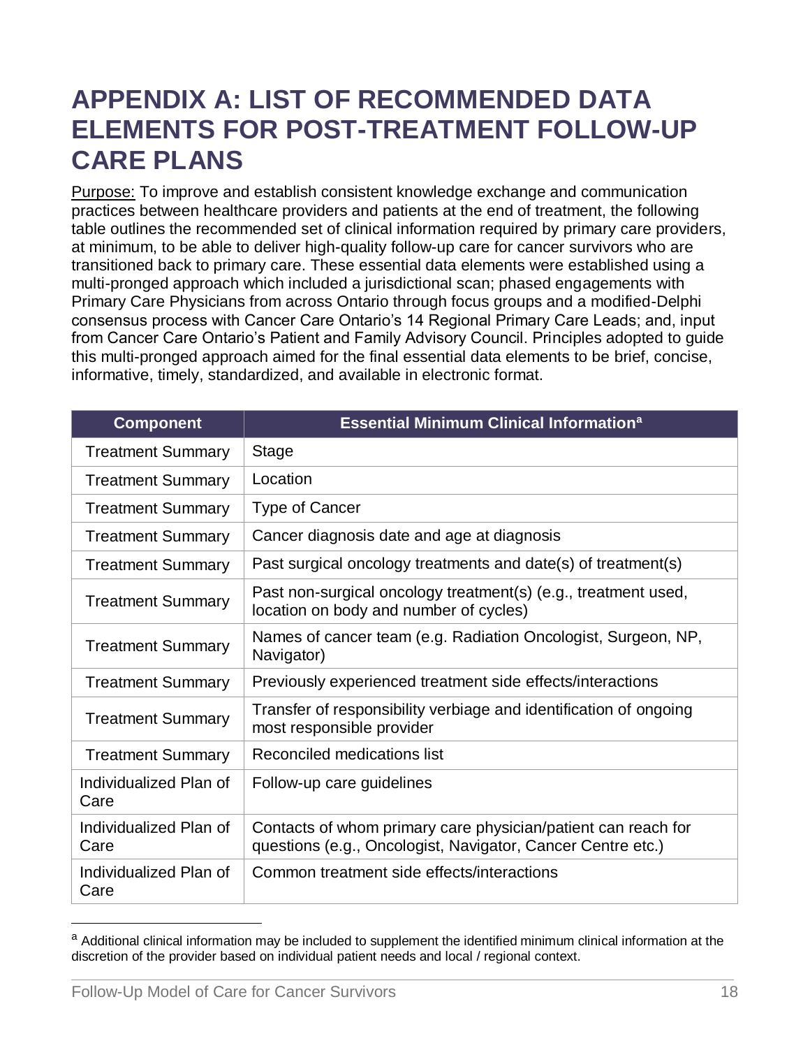# APPENDIX A: LIST OF RECOMMENDED DATA ELEMENTS FOR POST-TREATMENT FOLLOW-UP CARE PLANS

Purpose: To improve and establish consistent knowledge exchange and communication practices between healthcare providers and patients at the end of treatment, the following table outlines the recommended set of clinical information required by primary care providers, at minimum, to be able to deliver high-quality follow-up care for cancer survivors who are transitioned back to primary care. These essential data elements were established using a multi-pronged approach which included a jurisdictional scan; phased engagements with Primary Care Physicians from across Ontario through focus groups and a modified-Delphi consensus process with Cancer Care Ontario's 14 Regional Primary Care Leads; and, input from Cancer Care Ontario's Patient and Family Advisory Council. Principles adopted to guide this multi-pronged approach aimed for the final essential data elements to be brief, concise, informative, timely, standardized, and available in electronic format.

| Component | Essential Minimum Clinical Information[a] |
|---|---|
| Treatment Summary | Stage |
| Treatment Summary | Location |
| Treatment Summary | Type of Cancer |
| Treatment Summary | Cancer diagnosis date and age at diagnosis |
| Treatment Summary | Past surgical oncology treatments and date(s) of treatment(s) |
| Treatment Summary | Past non-surgical oncology treatment(s) (e.g., treatment used, location on body and number of cycles) |
| Treatment Summary | Names of cancer team (e.g. Radiation Oncologist, Surgeon, NP, Navigator) |
| Treatment Summary | Previously experienced treatment side effects/interactions |
| Treatment Summary | Transfer of responsibility verbiage and identification of ongoing most responsible provider |
| Treatment Summary | Reconciled medications list |
| Individualized Plan of Care | Follow-up care guidelines |
| Individualized Plan of Care | Contacts of whom primary care physician/patient can reach for questions (e.g., Oncologist, Navigator, Cancer Centre etc.) |
| Individualized Plan of Care | Common treatment side effects/interactions |

[a] Additional clinical information may be included to supplement the identified minimum clinical information at the discretion of the provider based on individual patient needs and local / regional context.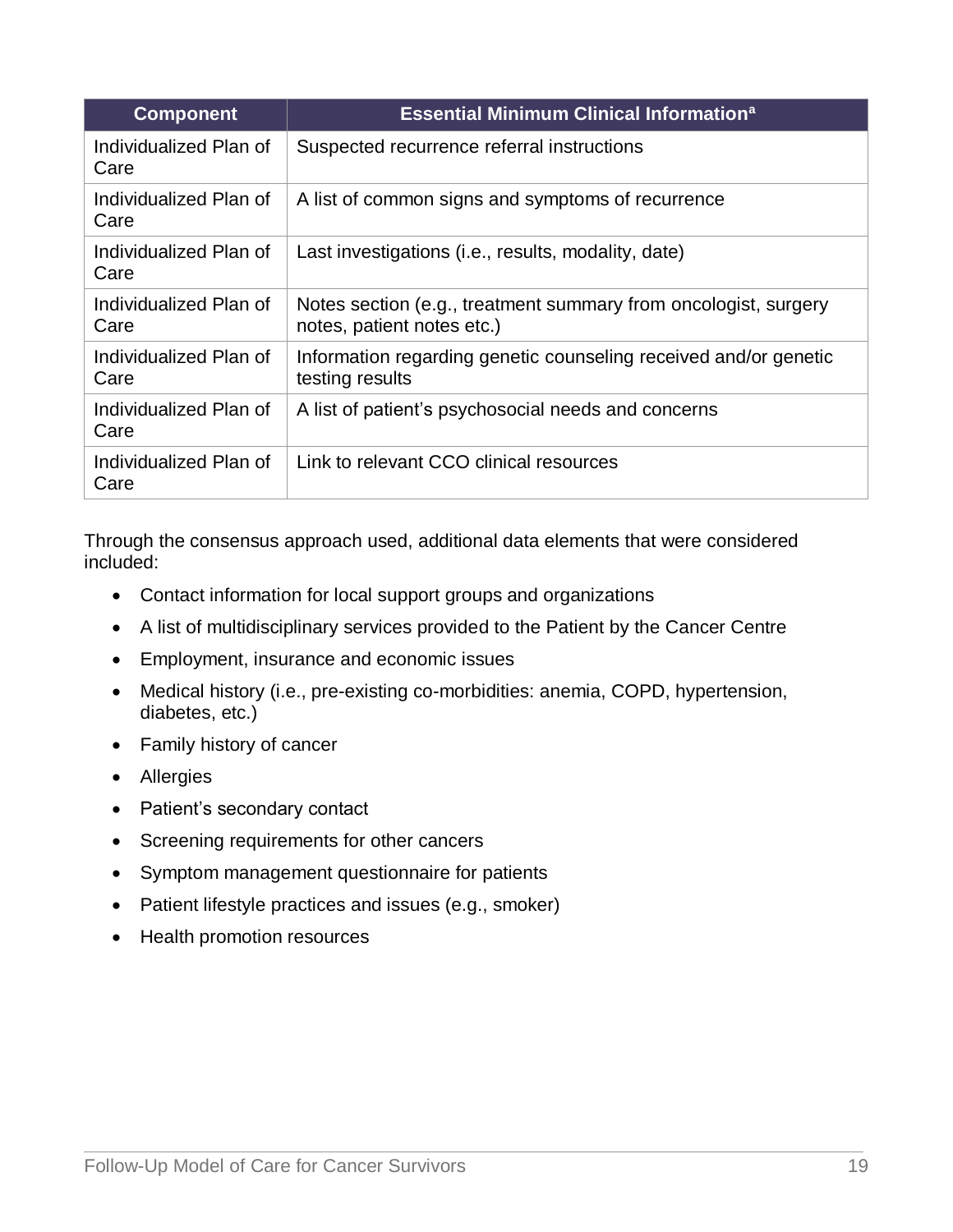| Component | Essential Minimum Clinical Information[a] |
| --- | --- |
| Individualized Plan of Care | Suspected recurrence referral instructions |
| Individualized Plan of Care | A list of common signs and symptoms of recurrence |
| Individualized Plan of Care | Last investigations (i.e., results, modality, date) |
| Individualized Plan of Care | Notes section (e.g., treatment summary from oncologist, surgery notes, patient notes etc.) |
| Individualized Plan of Care | Information regarding genetic counseling received and/or genetic testing results |
| Individualized Plan of Care | A list of patient's psychosocial needs and concerns |
| Individualized Plan of Care | Link to relevant CCO clinical resources |

Through the consensus approach used, additional data elements that were considered included:

- Contact information for local support groups and organizations
- A list of multidisciplinary services provided to the Patient by the Cancer Centre
- Employment, insurance and economic issues
- Medical history (i.e., pre-existing co-morbidities: anemia, COPD, hypertension, diabetes, etc.)
- Family history of cancer
- Allergies
- Patient's secondary contact
- Screening requirements for other cancers
- Symptom management questionnaire for patients
- Patient lifestyle practices and issues (e.g., smoker)
- Health promotion resources